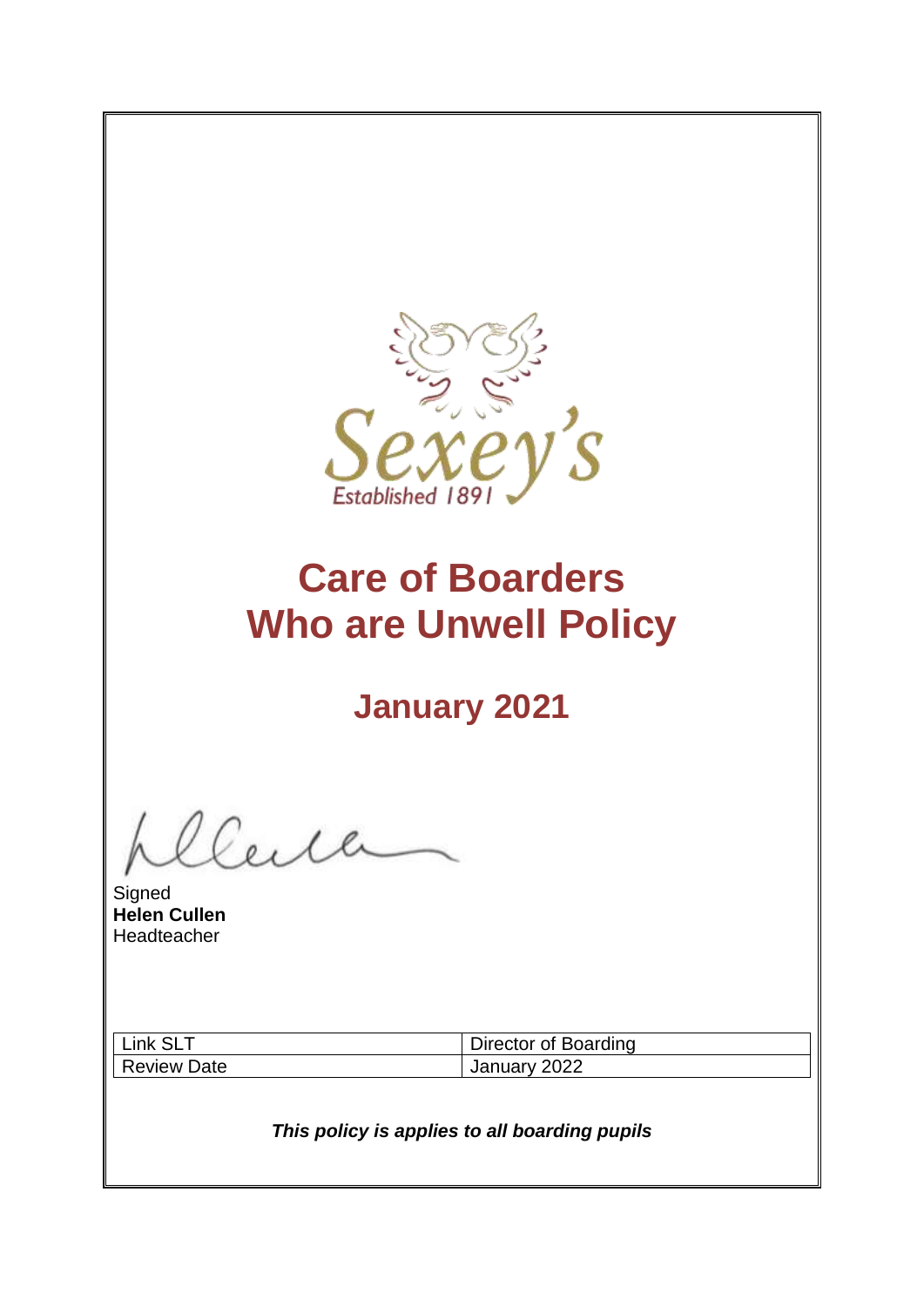Sexey's

Established 1891

# Care of Boarders Who are Unwell Policy

## January 2021

Signed
**Helen Cullen**
Headteacher

| Link SLT | Director of Boarding |
| --- | --- |
| Review Date | January 2022 |

***This policy is applies to all boarding pupils***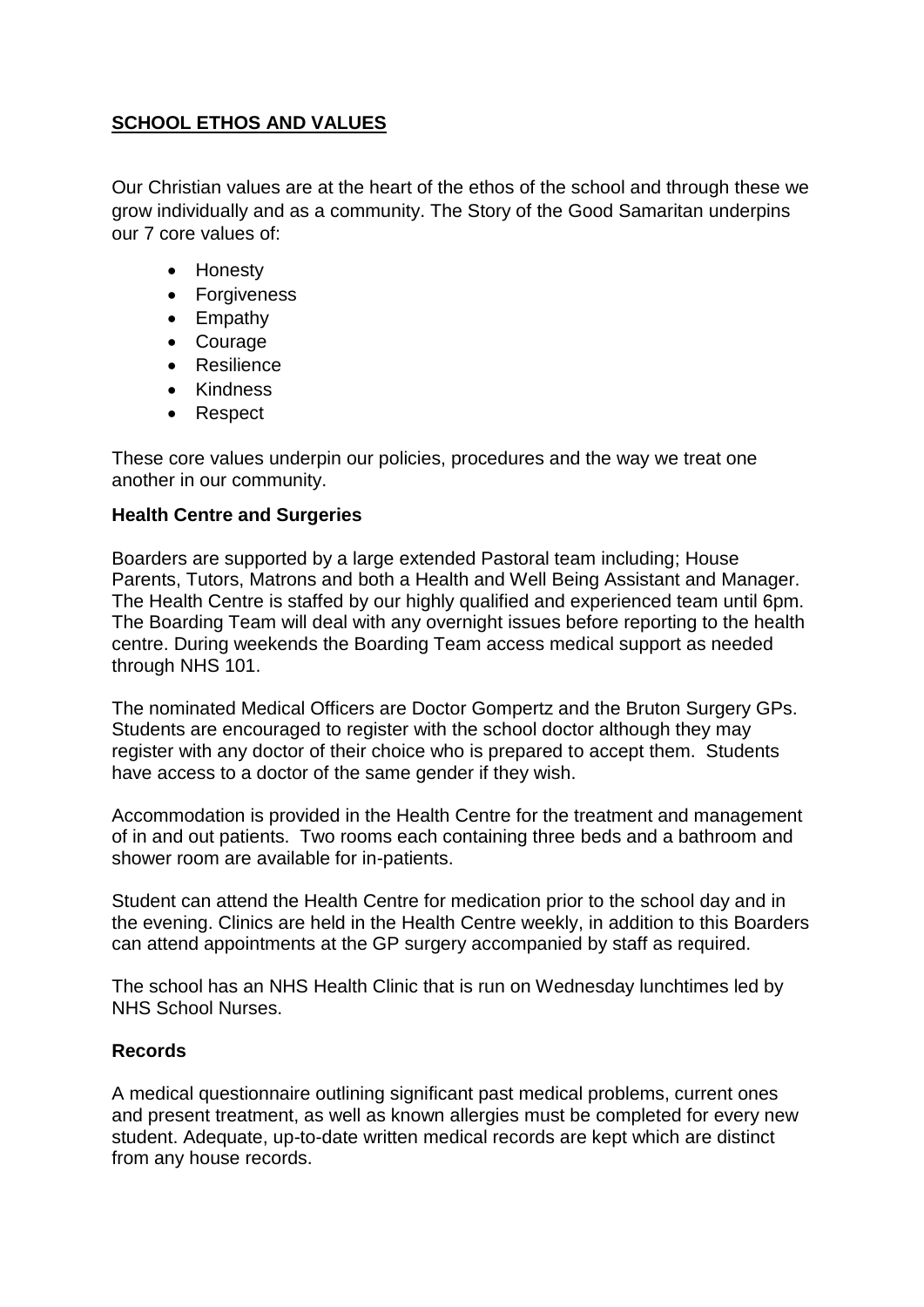## SCHOOL ETHOS AND VALUES

Our Christian values are at the heart of the ethos of the school and through these we grow individually and as a community. The Story of the Good Samaritan underpins our 7 core values of:

- Honesty
- Forgiveness
- Empathy
- Courage
- Resilience
- Kindness
- Respect

These core values underpin our policies, procedures and the way we treat one another in our community.

### Health Centre and Surgeries

Boarders are supported by a large extended Pastoral team including; House Parents, Tutors, Matrons and both a Health and Well Being Assistant and Manager. The Health Centre is staffed by our highly qualified and experienced team until 6pm. The Boarding Team will deal with any overnight issues before reporting to the health centre. During weekends the Boarding Team access medical support as needed through NHS 101.

The nominated Medical Officers are Doctor Gompertz and the Bruton Surgery GPs. Students are encouraged to register with the school doctor although they may register with any doctor of their choice who is prepared to accept them. Students have access to a doctor of the same gender if they wish.

Accommodation is provided in the Health Centre for the treatment and management of in and out patients. Two rooms each containing three beds and a bathroom and shower room are available for in-patients.

Student can attend the Health Centre for medication prior to the school day and in the evening. Clinics are held in the Health Centre weekly, in addition to this Boarders can attend appointments at the GP surgery accompanied by staff as required.

The school has an NHS Health Clinic that is run on Wednesday lunchtimes led by NHS School Nurses.

### Records

A medical questionnaire outlining significant past medical problems, current ones and present treatment, as well as known allergies must be completed for every new student. Adequate, up-to-date written medical records are kept which are distinct from any house records.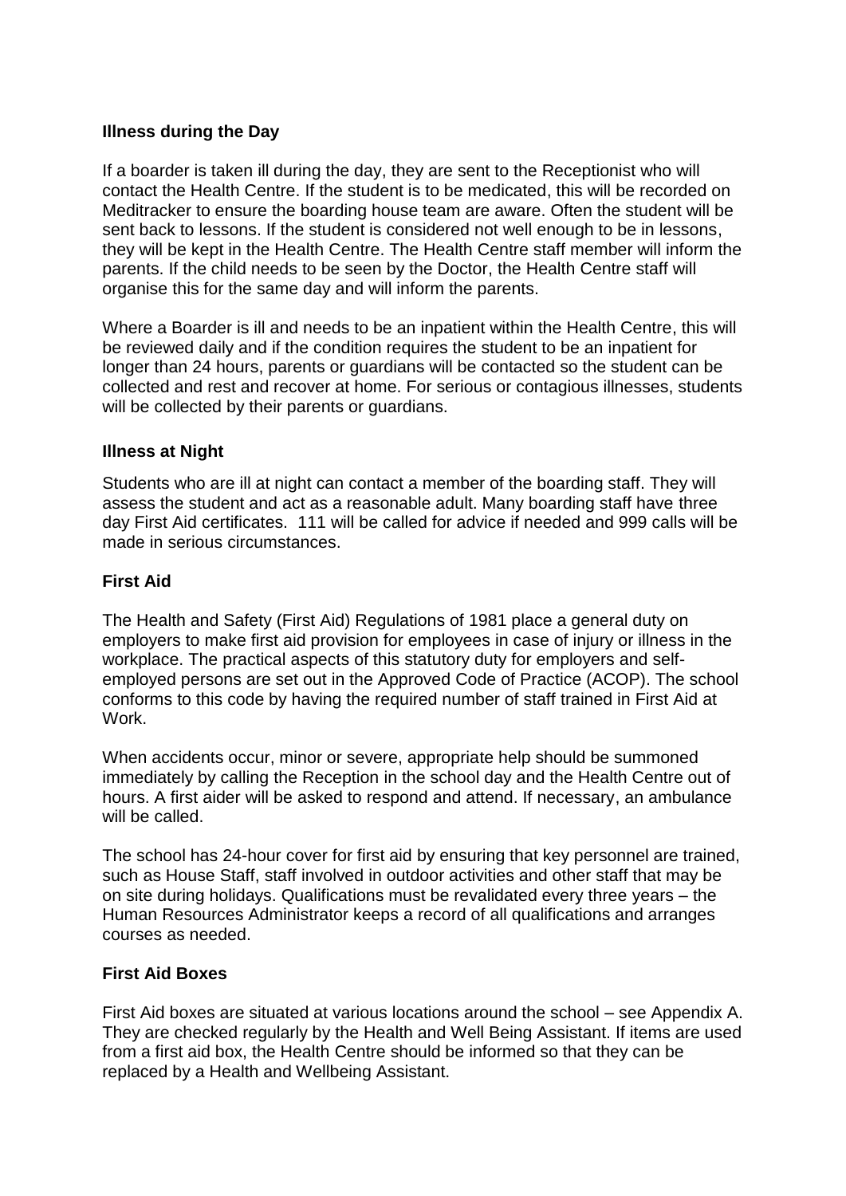### Illness during the Day

If a boarder is taken ill during the day, they are sent to the Receptionist who will contact the Health Centre. If the student is to be medicated, this will be recorded on Meditracker to ensure the boarding house team are aware. Often the student will be sent back to lessons. If the student is considered not well enough to be in lessons, they will be kept in the Health Centre. The Health Centre staff member will inform the parents. If the child needs to be seen by the Doctor, the Health Centre staff will organise this for the same day and will inform the parents.

Where a Boarder is ill and needs to be an inpatient within the Health Centre, this will be reviewed daily and if the condition requires the student to be an inpatient for longer than 24 hours, parents or guardians will be contacted so the student can be collected and rest and recover at home. For serious or contagious illnesses, students will be collected by their parents or guardians.

### Illness at Night

Students who are ill at night can contact a member of the boarding staff. They will assess the student and act as a reasonable adult. Many boarding staff have three day First Aid certificates. 111 will be called for advice if needed and 999 calls will be made in serious circumstances.

### First Aid

The Health and Safety (First Aid) Regulations of 1981 place a general duty on employers to make first aid provision for employees in case of injury or illness in the workplace. The practical aspects of this statutory duty for employers and self-employed persons are set out in the Approved Code of Practice (ACOP). The school conforms to this code by having the required number of staff trained in First Aid at Work.

When accidents occur, minor or severe, appropriate help should be summoned immediately by calling the Reception in the school day and the Health Centre out of hours. A first aider will be asked to respond and attend. If necessary, an ambulance will be called.

The school has 24-hour cover for first aid by ensuring that key personnel are trained, such as House Staff, staff involved in outdoor activities and other staff that may be on site during holidays. Qualifications must be revalidated every three years – the Human Resources Administrator keeps a record of all qualifications and arranges courses as needed.

### First Aid Boxes

First Aid boxes are situated at various locations around the school – see Appendix A. They are checked regularly by the Health and Well Being Assistant. If items are used from a first aid box, the Health Centre should be informed so that they can be replaced by a Health and Wellbeing Assistant.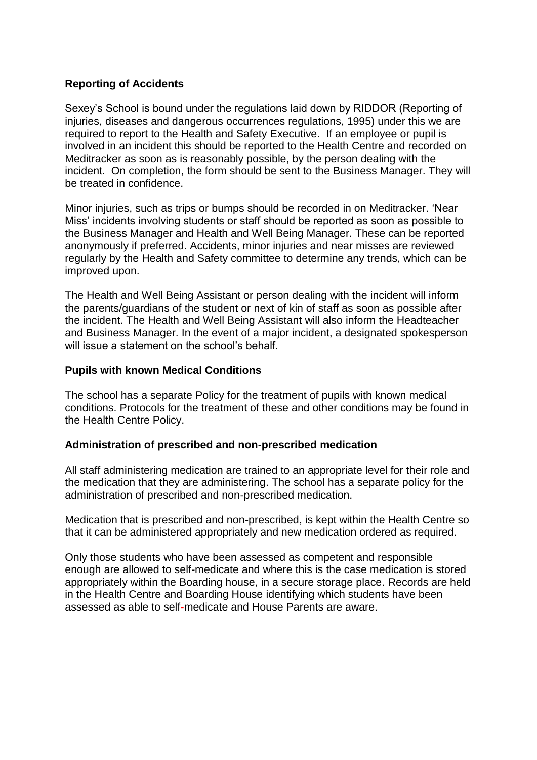**Reporting of Accidents**

Sexey's School is bound under the regulations laid down by RIDDOR (Reporting of injuries, diseases and dangerous occurrences regulations, 1995) under this we are required to report to the Health and Safety Executive. If an employee or pupil is involved in an incident this should be reported to the Health Centre and recorded on Meditracker as soon as is reasonably possible, by the person dealing with the incident. On completion, the form should be sent to the Business Manager. They will be treated in confidence.

Minor injuries, such as trips or bumps should be recorded in on Meditracker. 'Near Miss' incidents involving students or staff should be reported as soon as possible to the Business Manager and Health and Well Being Manager. These can be reported anonymously if preferred. Accidents, minor injuries and near misses are reviewed regularly by the Health and Safety committee to determine any trends, which can be improved upon.

The Health and Well Being Assistant or person dealing with the incident will inform the parents/guardians of the student or next of kin of staff as soon as possible after the incident. The Health and Well Being Assistant will also inform the Headteacher and Business Manager. In the event of a major incident, a designated spokesperson will issue a statement on the school's behalf.

**Pupils with known Medical Conditions**

The school has a separate Policy for the treatment of pupils with known medical conditions. Protocols for the treatment of these and other conditions may be found in the Health Centre Policy.

**Administration of prescribed and non-prescribed medication**

All staff administering medication are trained to an appropriate level for their role and the medication that they are administering. The school has a separate policy for the administration of prescribed and non-prescribed medication.

Medication that is prescribed and non-prescribed, is kept within the Health Centre so that it can be administered appropriately and new medication ordered as required.

Only those students who have been assessed as competent and responsible enough are allowed to self-medicate and where this is the case medication is stored appropriately within the Boarding house, in a secure storage place. Records are held in the Health Centre and Boarding House identifying which students have been assessed as able to self-medicate and House Parents are aware.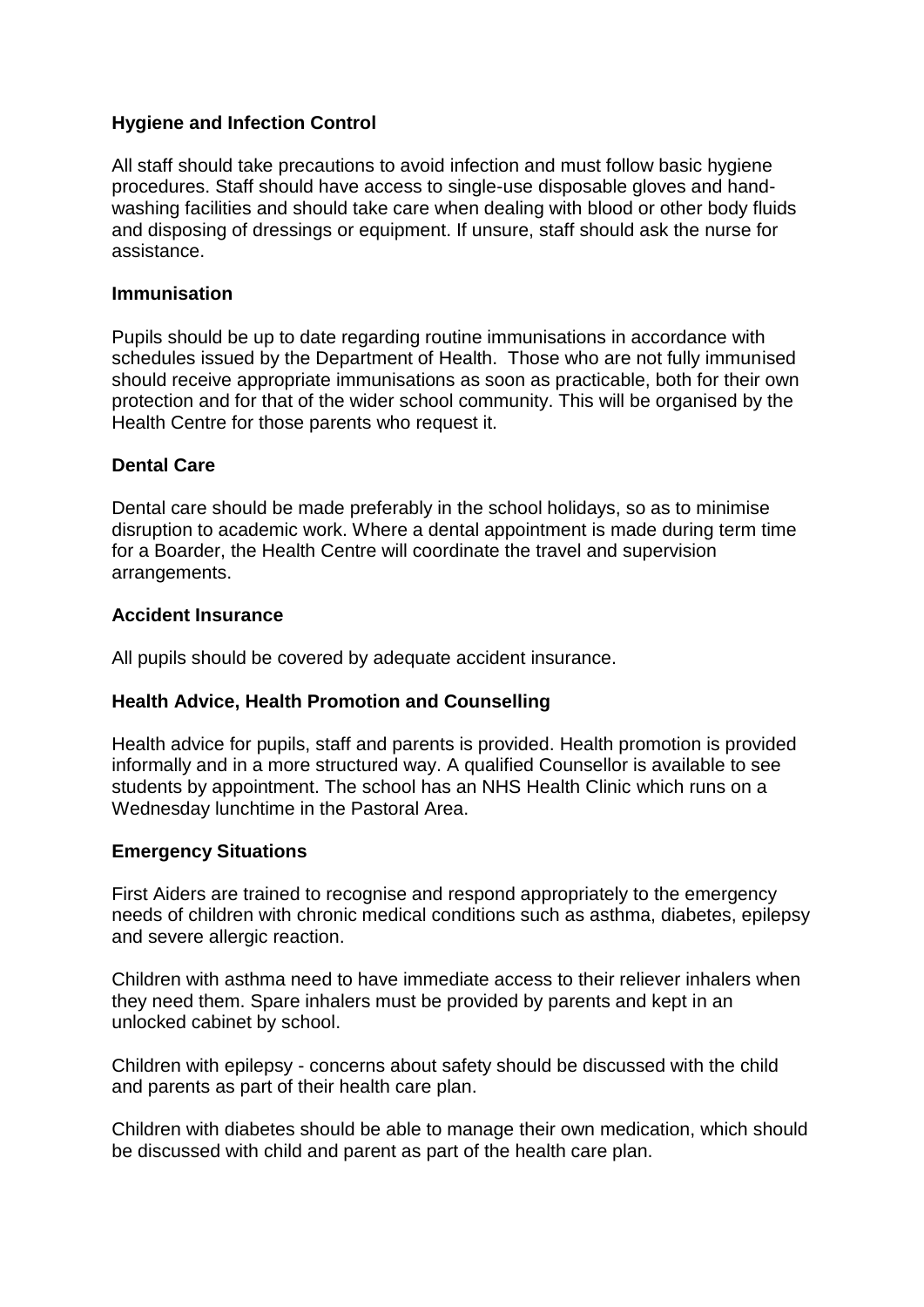**Hygiene and Infection Control**

All staff should take precautions to avoid infection and must follow basic hygiene procedures. Staff should have access to single-use disposable gloves and hand-washing facilities and should take care when dealing with blood or other body fluids and disposing of dressings or equipment. If unsure, staff should ask the nurse for assistance.

**Immunisation**

Pupils should be up to date regarding routine immunisations in accordance with schedules issued by the Department of Health. Those who are not fully immunised should receive appropriate immunisations as soon as practicable, both for their own protection and for that of the wider school community. This will be organised by the Health Centre for those parents who request it.

**Dental Care**

Dental care should be made preferably in the school holidays, so as to minimise disruption to academic work. Where a dental appointment is made during term time for a Boarder, the Health Centre will coordinate the travel and supervision arrangements.

**Accident Insurance**

All pupils should be covered by adequate accident insurance.

**Health Advice, Health Promotion and Counselling**

Health advice for pupils, staff and parents is provided. Health promotion is provided informally and in a more structured way. A qualified Counsellor is available to see students by appointment. The school has an NHS Health Clinic which runs on a Wednesday lunchtime in the Pastoral Area.

**Emergency Situations**

First Aiders are trained to recognise and respond appropriately to the emergency needs of children with chronic medical conditions such as asthma, diabetes, epilepsy and severe allergic reaction.

Children with asthma need to have immediate access to their reliever inhalers when they need them. Spare inhalers must be provided by parents and kept in an unlocked cabinet by school.

Children with epilepsy - concerns about safety should be discussed with the child and parents as part of their health care plan.

Children with diabetes should be able to manage their own medication, which should be discussed with child and parent as part of the health care plan.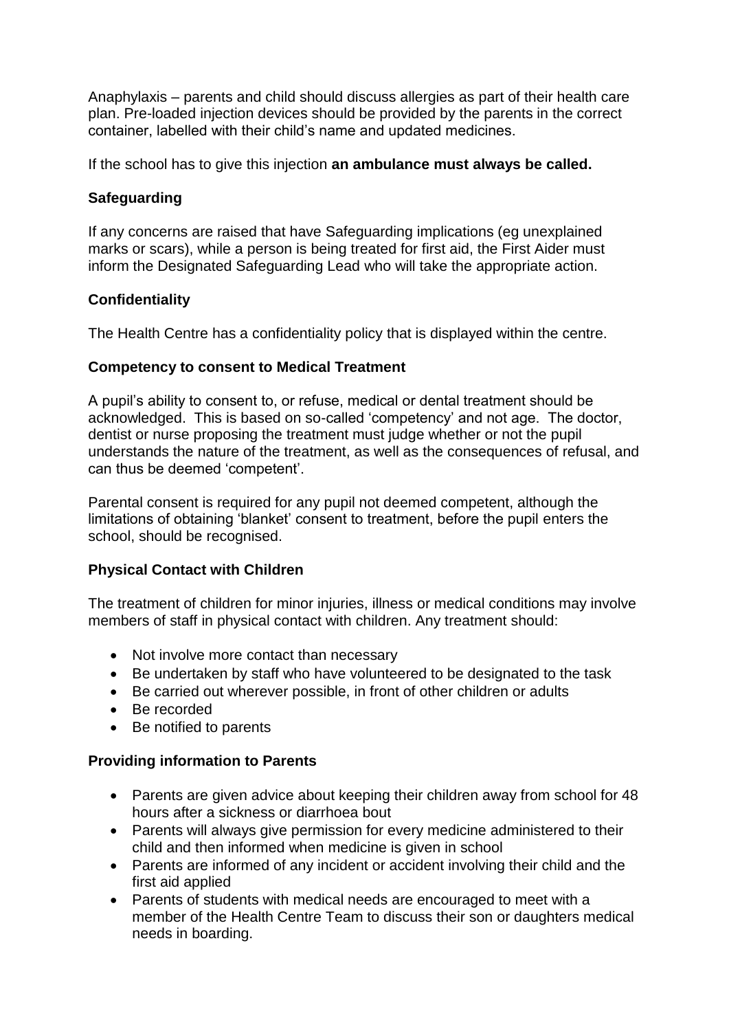Anaphylaxis – parents and child should discuss allergies as part of their health care plan. Pre-loaded injection devices should be provided by the parents in the correct container, labelled with their child's name and updated medicines.

If the school has to give this injection **an ambulance must always be called.**

### Safeguarding

If any concerns are raised that have Safeguarding implications (eg unexplained marks or scars), while a person is being treated for first aid, the First Aider must inform the Designated Safeguarding Lead who will take the appropriate action.

### Confidentiality

The Health Centre has a confidentiality policy that is displayed within the centre.

### Competency to consent to Medical Treatment

A pupil's ability to consent to, or refuse, medical or dental treatment should be acknowledged. This is based on so-called 'competency' and not age. The doctor, dentist or nurse proposing the treatment must judge whether or not the pupil understands the nature of the treatment, as well as the consequences of refusal, and can thus be deemed 'competent'.

Parental consent is required for any pupil not deemed competent, although the limitations of obtaining 'blanket' consent to treatment, before the pupil enters the school, should be recognised.

### Physical Contact with Children

The treatment of children for minor injuries, illness or medical conditions may involve members of staff in physical contact with children. Any treatment should:

- Not involve more contact than necessary
- Be undertaken by staff who have volunteered to be designated to the task
- Be carried out wherever possible, in front of other children or adults
- Be recorded
- Be notified to parents

### Providing information to Parents

- Parents are given advice about keeping their children away from school for 48 hours after a sickness or diarrhoea bout
- Parents will always give permission for every medicine administered to their child and then informed when medicine is given in school
- Parents are informed of any incident or accident involving their child and the first aid applied
- Parents of students with medical needs are encouraged to meet with a member of the Health Centre Team to discuss their son or daughters medical needs in boarding.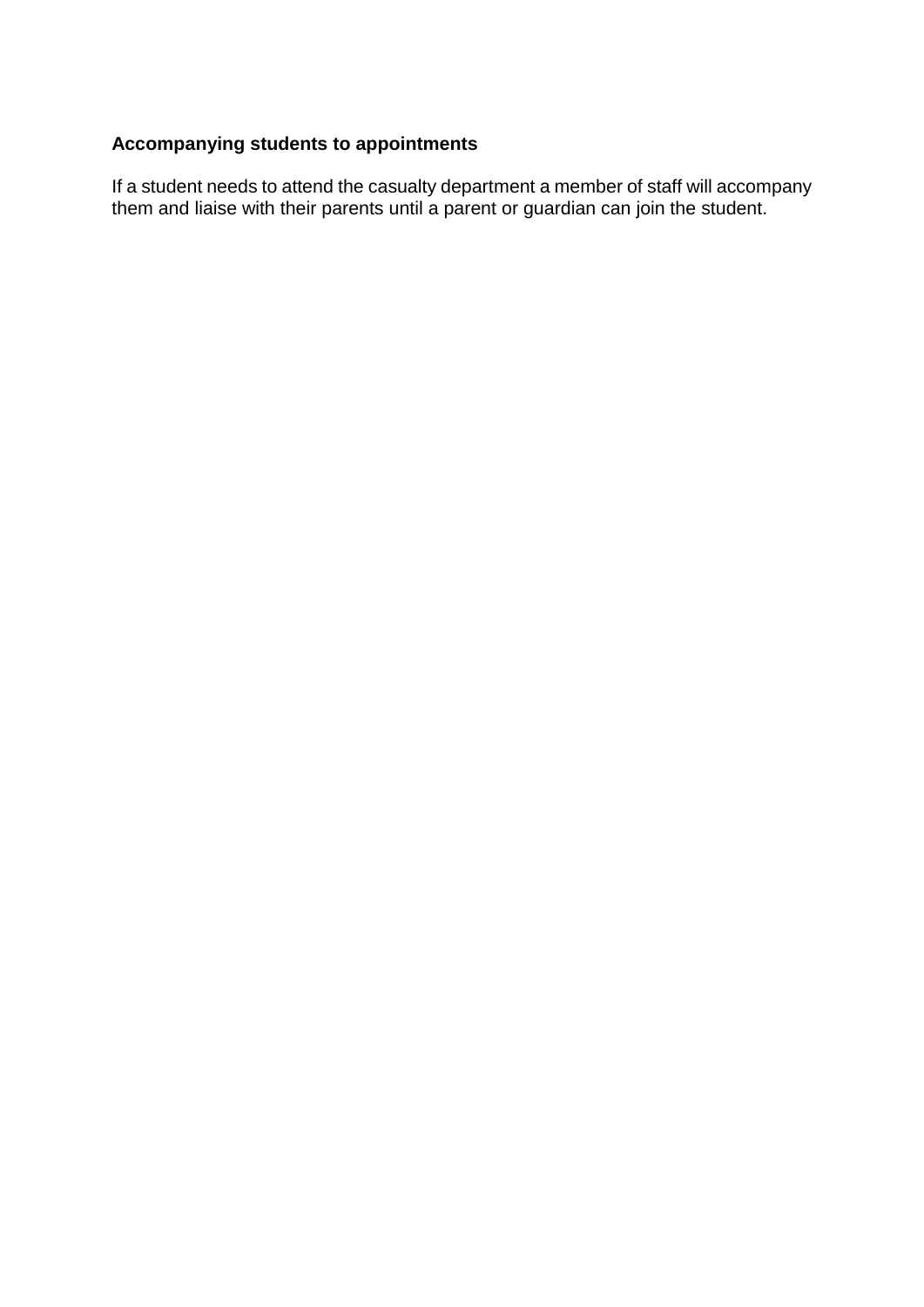**Accompanying students to appointments**

If a student needs to attend the casualty department a member of staff will accompany them and liaise with their parents until a parent or guardian can join the student.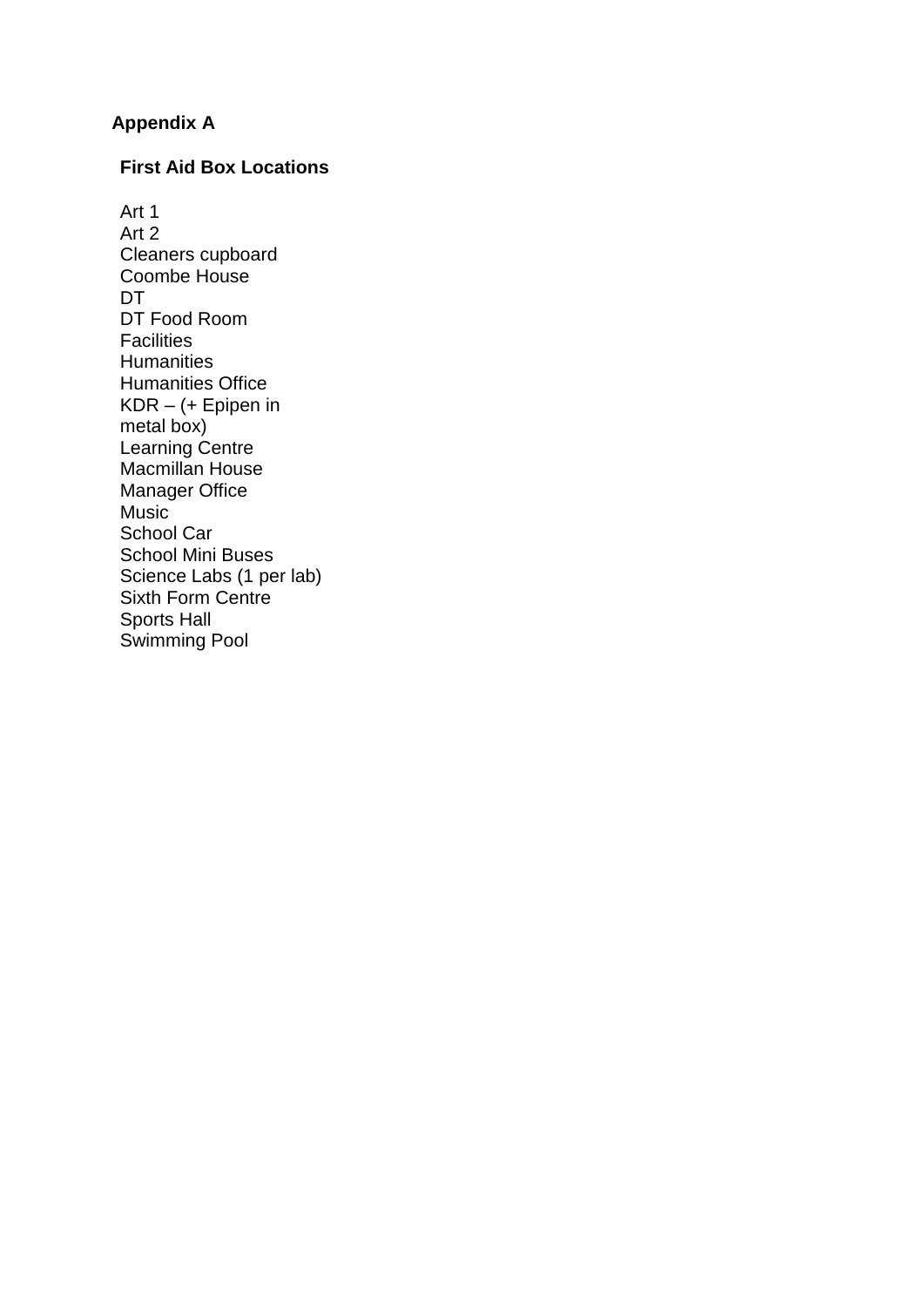## Appendix A

### First Aid Box Locations

Art 1
Art 2
Cleaners cupboard
Coombe House
DT
DT Food Room
Facilities
Humanities
Humanities Office
KDR – (+ Epipen in metal box)
Learning Centre
Macmillan House
Manager Office
Music
School Car
School Mini Buses
Science Labs (1 per lab)
Sixth Form Centre
Sports Hall
Swimming Pool